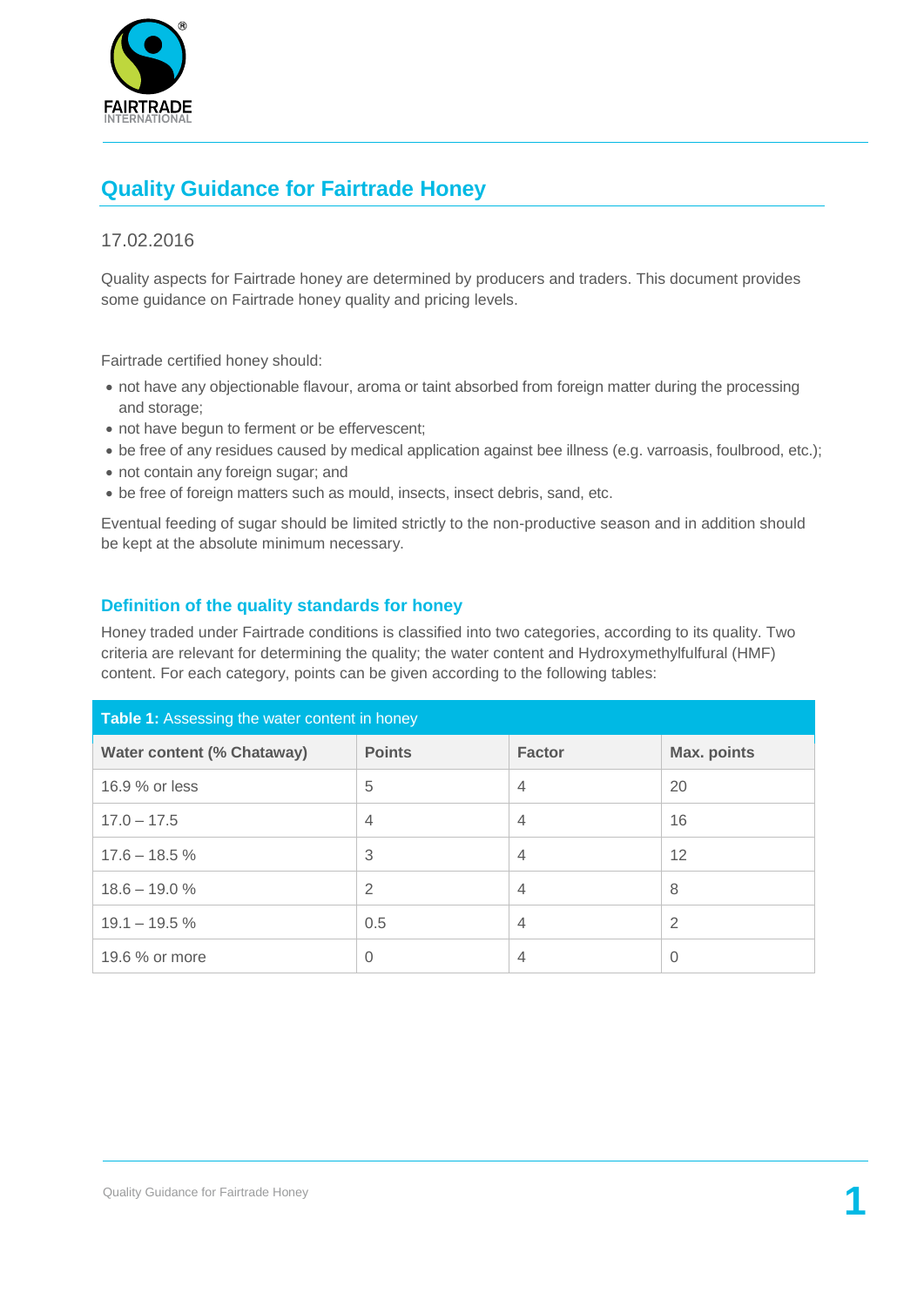# Quality Guidance for Fairtrade Honey

17.02.2016

Quality aspects for Fairtrade honey are determined by producers and traders. This document provides some guidance on Fairtrade honey quality and pricing levels.

Fairtrade certified honey should:

- not have any objectionable flavour, aroma or taint absorbed from foreign matter during the processing and storage;
- not have begun to ferment or be effervescent;
- be free of any residues caused by medical application against bee illness (e.g. varroasis, foulbrood, etc.);
- not contain any foreign sugar; and
- be free of foreign matters such as mould, insects, insect debris, sand, etc.

Eventual feeding of sugar should be limited strictly to the non-productive season and in addition should be kept at the absolute minimum necessary.

## Definition of the quality standards for honey

Honey traded under Fairtrade conditions is classified into two categories, according to its quality. Two criteria are relevant for determining the quality; the water content and Hydroxymethylfulfural (HMF) content. For each category, points can be given according to the following tables:

**Table 1:** Assessing the water content in honey

| Water content (% Chataway) | Points | Factor | Max. points |
|---|---|---|---|
| 16.9 % or less | 5 | 4 | 20 |
| 17.0 – 17.5 | 4 | 4 | 16 |
| 17.6 – 18.5 % | 3 | 4 | 12 |
| 18.6 – 19.0 % | 2 | 4 | 8 |
| 19.1 – 19.5 % | 0.5 | 4 | 2 |
| 19.6 % or more | 0 | 4 | 0 |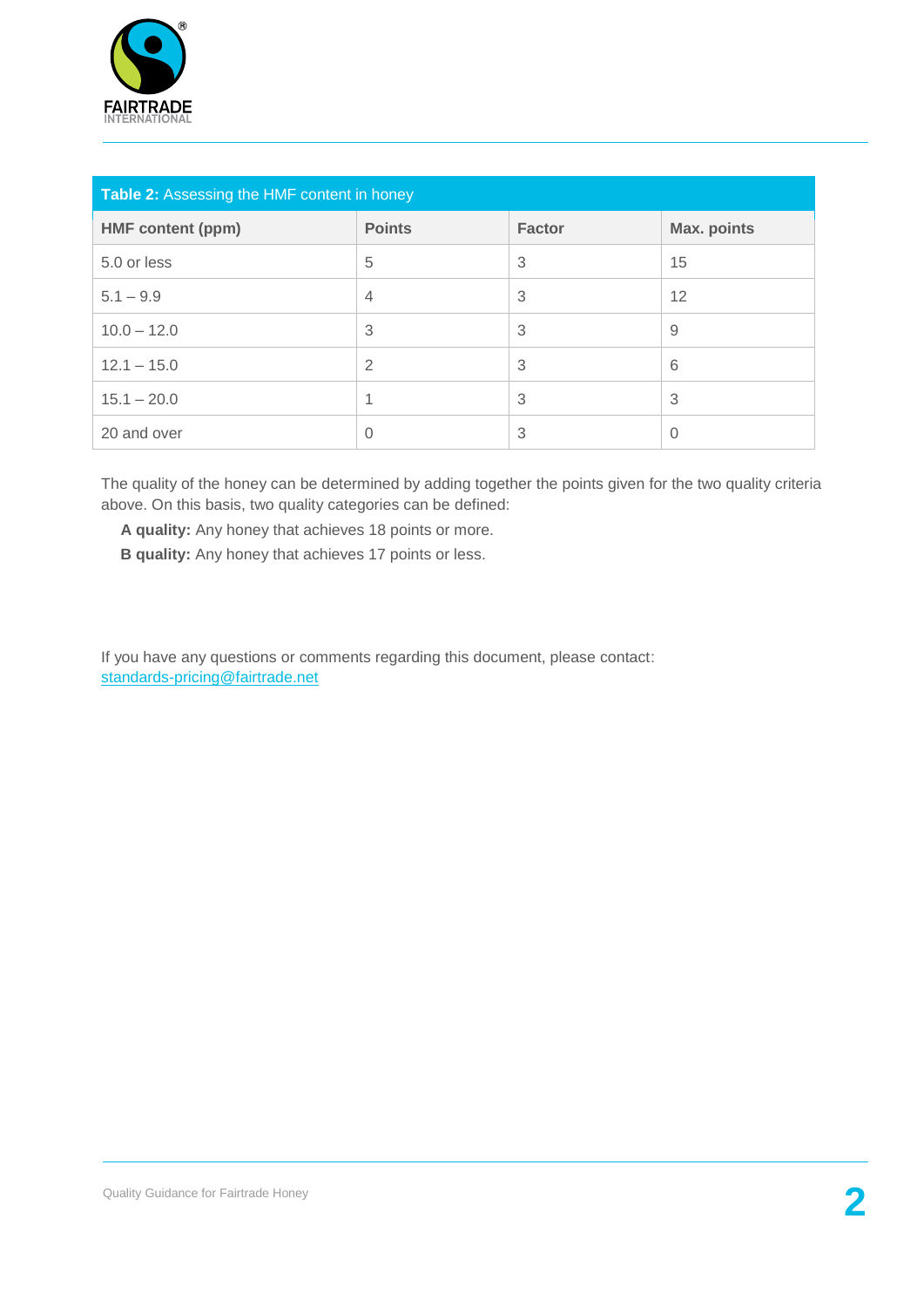**Table 2:** Assessing the HMF content in honey

| HMF content (ppm) | Points | Factor | Max. points |
|---|---|---|---|
| 5.0 or less | 5 | 3 | 15 |
| 5.1 – 9.9 | 4 | 3 | 12 |
| 10.0 – 12.0 | 3 | 3 | 9 |
| 12.1 – 15.0 | 2 | 3 | 6 |
| 15.1 – 20.0 | 1 | 3 | 3 |
| 20 and over | 0 | 3 | 0 |

The quality of the honey can be determined by adding together the points given for the two quality criteria above. On this basis, two quality categories can be defined:

**A quality:** Any honey that achieves 18 points or more.

**B quality:** Any honey that achieves 17 points or less.

If you have any questions or comments regarding this document, please contact: standards-pricing@fairtrade.net